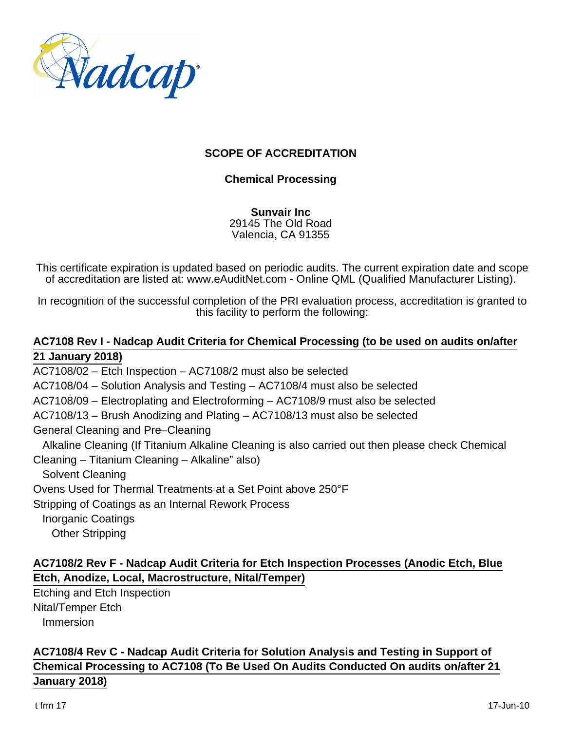## SCOPE OF ACCREDITATION

### Chemical Processing

**Sunvair Inc**
29145 The Old Road
Valencia, CA 91355

This certificate expiration is updated based on periodic audits. The current expiration date and scope of accreditation are listed at: www.eAuditNet.com - Online QML (Qualified Manufacturer Listing).

In recognition of the successful completion of the PRI evaluation process, accreditation is granted to this facility to perform the following:

**AC7108 Rev I - Nadcap Audit Criteria for Chemical Processing (to be used on audits on/after 21 January 2018)**

AC7108/02 – Etch Inspection – AC7108/2 must also be selected
AC7108/04 – Solution Analysis and Testing – AC7108/4 must also be selected
AC7108/09 – Electroplating and Electroforming – AC7108/9 must also be selected
AC7108/13 – Brush Anodizing and Plating – AC7108/13 must also be selected
General Cleaning and Pre–Cleaning
  Alkaline Cleaning (If Titanium Alkaline Cleaning is also carried out then please check Chemical Cleaning – Titanium Cleaning – Alkaline" also)
  Solvent Cleaning
Ovens Used for Thermal Treatments at a Set Point above 250°F
Stripping of Coatings as an Internal Rework Process
  Inorganic Coatings
    Other Stripping

**AC7108/2 Rev F - Nadcap Audit Criteria for Etch Inspection Processes (Anodic Etch, Blue Etch, Anodize, Local, Macrostructure, Nital/Temper)**

Etching and Etch Inspection
Nital/Temper Etch
  Immersion

**AC7108/4 Rev C - Nadcap Audit Criteria for Solution Analysis and Testing in Support of Chemical Processing to AC7108 (To Be Used On Audits Conducted On audits on/after 21 January 2018)**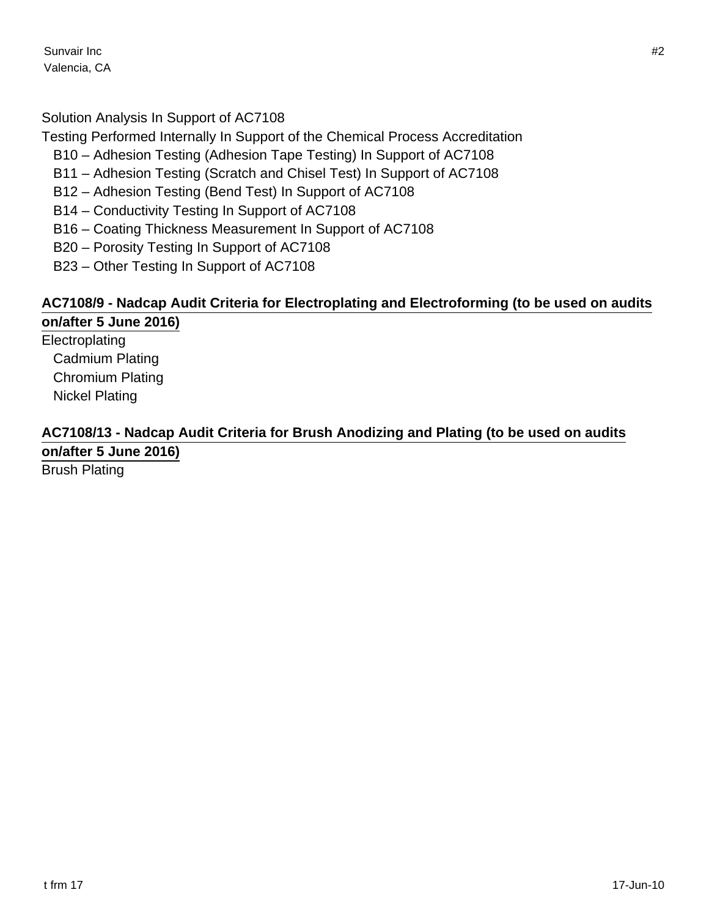Solution Analysis In Support of AC7108

Testing Performed Internally In Support of the Chemical Process Accreditation

- B10 – Adhesion Testing (Adhesion Tape Testing) In Support of AC7108
- B11 – Adhesion Testing (Scratch and Chisel Test) In Support of AC7108
- B12 – Adhesion Testing (Bend Test) In Support of AC7108
- B14 – Conductivity Testing In Support of AC7108
- B16 – Coating Thickness Measurement In Support of AC7108
- B20 – Porosity Testing In Support of AC7108
- B23 – Other Testing In Support of AC7108

**AC7108/9 - Nadcap Audit Criteria for Electroplating and Electroforming (to be used on audits on/after 5 June 2016)**

Electroplating

- Cadmium Plating
- Chromium Plating
- Nickel Plating

**AC7108/13 - Nadcap Audit Criteria for Brush Anodizing and Plating (to be used on audits on/after 5 June 2016)**

Brush Plating